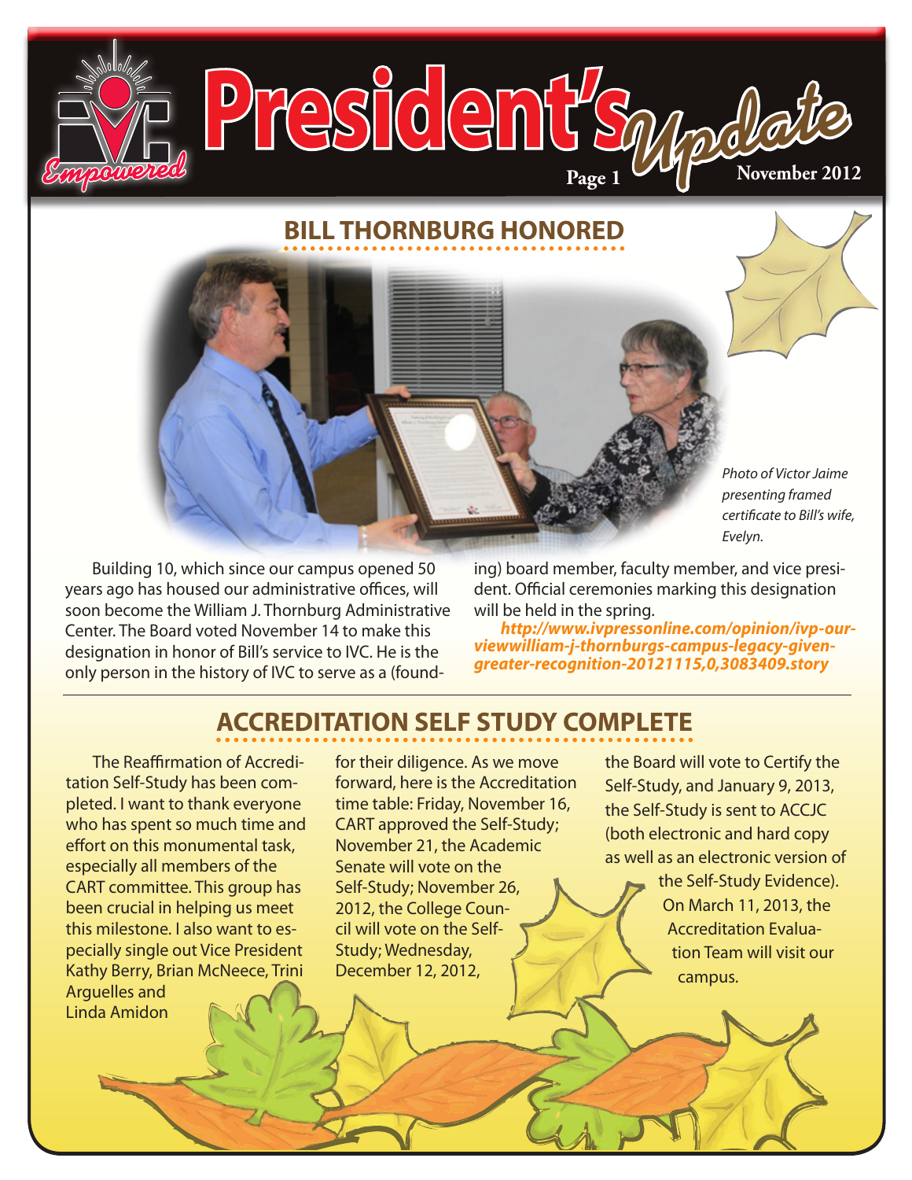# President's Update

November 2012

## BILL THORNBURG HONORED

*Photo of Victor Jaime presenting framed certificate to Bill's wife, Evelyn.*

Building 10, which since our campus opened 50 years ago has housed our administrative offices, will soon become the William J. Thornburg Administrative Center. The Board voted November 14 to make this designation in honor of Bill's service to IVC. He is the only person in the history of IVC to serve as a (founding) board member, faculty member, and vice president. Official ceremonies marking this designation will be held in the spring.

***http://www.ivpressonline.com/opinion/ivp-ourviewwilliam-j-thornburgs-campus-legacy-given-greater-recognition-20121115,0,3083409.story***

## ACCREDITATION SELF STUDY COMPLETE

The Reaffirmation of Accreditation Self-Study has been completed. I want to thank everyone who has spent so much time and effort on this monumental task, especially all members of the CART committee. This group has been crucial in helping us meet this milestone. I also want to especially single out Vice President Kathy Berry, Brian McNeece, Trini Arguelles and Linda Amidon for their diligence. As we move forward, here is the Accreditation time table: Friday, November 16, CART approved the Self-Study; November 21, the Academic Senate will vote on the Self-Study; November 26, 2012, the College Council will vote on the Self-Study; Wednesday, December 12, 2012, the Board will vote to Certify the Self-Study, and January 9, 2013, the Self-Study is sent to ACCJC (both electronic and hard copy as well as an electronic version of the Self-Study Evidence). On March 11, 2013, the Accreditation Evaluation Team will visit our campus.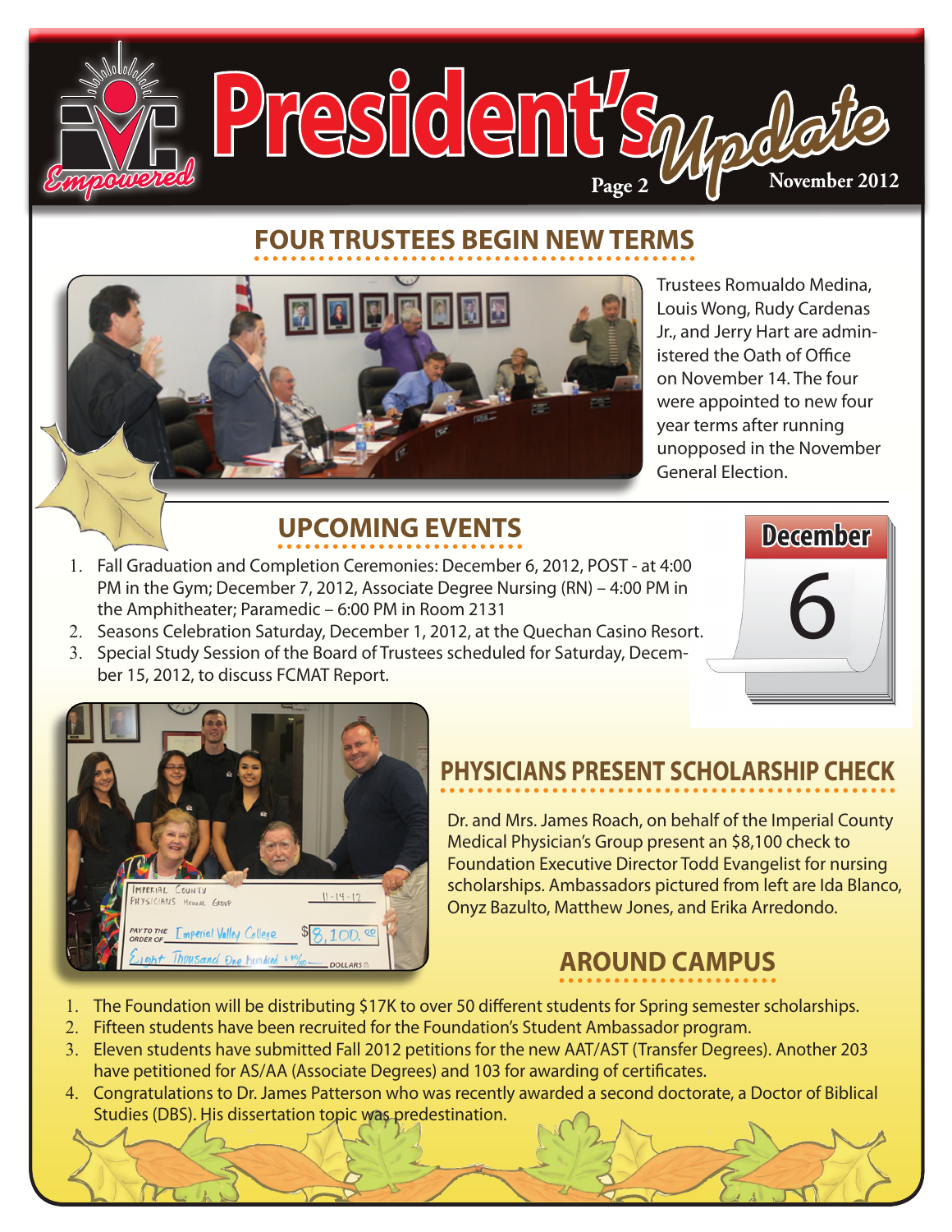## FOUR TRUSTEES BEGIN NEW TERMS

Trustees Romualdo Medina, Louis Wong, Rudy Cardenas Jr., and Jerry Hart are administered the Oath of Office on November 14. The four were appointed to new four year terms after running unopposed in the November General Election.

## UPCOMING EVENTS

1. Fall Graduation and Completion Ceremonies: December 6, 2012, POST - at 4:00 PM in the Gym; December 7, 2012, Associate Degree Nursing (RN) – 4:00 PM in the Amphitheater; Paramedic – 6:00 PM in Room 2131
2. Seasons Celebration Saturday, December 1, 2012, at the Quechan Casino Resort.
3. Special Study Session of the Board of Trustees scheduled for Saturday, December 15, 2012, to discuss FCMAT Report.

## PHYSICIANS PRESENT SCHOLARSHIP CHECK

Dr. and Mrs. James Roach, on behalf of the Imperial County Medical Physician's Group present an $8,100 check to Foundation Executive Director Todd Evangelist for nursing scholarships. Ambassadors pictured from left are Ida Blanco, Onyz Bazulto, Matthew Jones, and Erika Arredondo.

## AROUND CAMPUS

1. The Foundation will be distributing $17K to over 50 different students for Spring semester scholarships.
2. Fifteen students have been recruited for the Foundation's Student Ambassador program.
3. Eleven students have submitted Fall 2012 petitions for the new AAT/AST (Transfer Degrees). Another 203 have petitioned for AS/AA (Associate Degrees) and 103 for awarding of certificates.
4. Congratulations to Dr. James Patterson who was recently awarded a second doctorate, a Doctor of Biblical Studies (DBS). His dissertation topic was predestination.